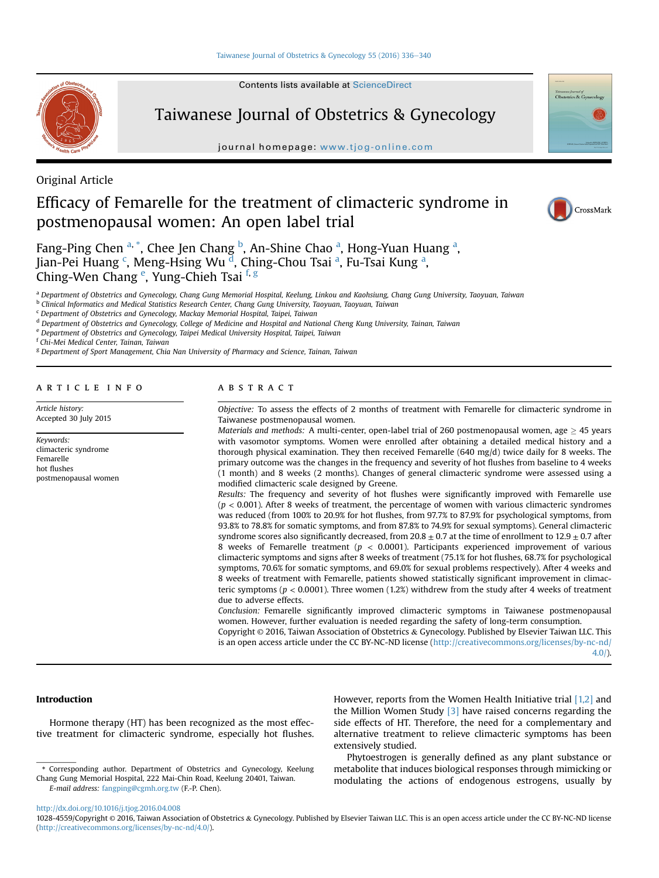Original Article

# Efficacy of Femarelle for the treatment of climacteric syndrome in postmenopausal women: An open label trial

Fang-Ping Chen [a,*], Chee Jen Chang [b], An-Shine Chao [a], Hong-Yuan Huang [a], Jian-Pei Huang [c], Meng-Hsing Wu [d], Ching-Chou Tsai [a], Fu-Tsai Kung [a], Ching-Wen Chang [e], Yung-Chieh Tsai [f,g]

[a] Department of Obstetrics and Gynecology, Chang Gung Memorial Hospital, Keelung, Linkou and Kaohsiung, Chang Gung University, Taoyuan, Taiwan
[b] Clinical Informatics and Medical Statistics Research Center, Chang Gung University, Taoyuan, Taoyuan, Taiwan
[c] Department of Obstetrics and Gynecology, Mackay Memorial Hospital, Taipei, Taiwan
[d] Department of Obstetrics and Gynecology, College of Medicine and Hospital and National Cheng Kung University, Tainan, Taiwan
[e] Department of Obstetrics and Gynecology, Taipei Medical University Hospital, Taipei, Taiwan
[f] Chi-Mei Medical Center, Tainan, Taiwan
[g] Department of Sport Management, Chia Nan University of Pharmacy and Science, Tainan, Taiwan

## ARTICLE INFO

*Article history:*
Accepted 30 July 2015

*Keywords:*
climacteric syndrome
Femarelle
hot flushes
postmenopausal women

## ABSTRACT

*Objective:* To assess the effects of 2 months of treatment with Femarelle for climacteric syndrome in Taiwanese postmenopausal women.

*Materials and methods:* A multi-center, open-label trial of 260 postmenopausal women, age ≥ 45 years with vasomotor symptoms. Women were enrolled after obtaining a detailed medical history and a thorough physical examination. They then received Femarelle (640 mg/d) twice daily for 8 weeks. The primary outcome was the changes in the frequency and severity of hot flushes from baseline to 4 weeks (1 month) and 8 weeks (2 months). Changes of general climacteric syndrome were assessed using a modified climacteric scale designed by Greene.

*Results:* The frequency and severity of hot flushes were significantly improved with Femarelle use ($p < 0.001$). After 8 weeks of treatment, the percentage of women with various climacteric syndromes was reduced (from 100% to 20.9% for hot flushes, from 97.7% to 87.9% for psychological symptoms, from 93.8% to 78.8% for somatic symptoms, and from 87.8% to 74.9% for sexual symptoms). General climacteric syndrome scores also significantly decreased, from 20.8 ± 0.7 at the time of enrollment to 12.9 ± 0.7 after 8 weeks of Femarelle treatment ($p < 0.0001$). Participants experienced improvement of various climacteric symptoms and signs after 8 weeks of treatment (75.1% for hot flushes, 68.7% for psychological symptoms, 70.6% for somatic symptoms, and 69.0% for sexual problems respectively). After 4 weeks and 8 weeks of treatment with Femarelle, patients showed statistically significant improvement in climacteric symptoms ($p < 0.0001$). Three women (1.2%) withdrew from the study after 4 weeks of treatment due to adverse effects.

*Conclusion:* Femarelle significantly improved climacteric symptoms in Taiwanese postmenopausal women. However, further evaluation is needed regarding the safety of long-term consumption.

Copyright © 2016, Taiwan Association of Obstetrics & Gynecology. Published by Elsevier Taiwan LLC. This is an open access article under the CC BY-NC-ND license (http://creativecommons.org/licenses/by-nc-nd/4.0/).

## Introduction

Hormone therapy (HT) has been recognized as the most effective treatment for climacteric syndrome, especially hot flushes. However, reports from the Women Health Initiative trial [1,2] and the Million Women Study [3] have raised concerns regarding the side effects of HT. Therefore, the need for a complementary and alternative treatment to relieve climacteric symptoms has been extensively studied.

Phytoestrogen is generally defined as any plant substance or metabolite that induces biological responses through mimicking or modulating the actions of endogenous estrogens, usually by

\* Corresponding author. Department of Obstetrics and Gynecology, Keelung Chang Gung Memorial Hospital, 222 Mai-Chin Road, Keelung 20401, Taiwan.
E-mail address: fangping@cgmh.org.tw (F.-P. Chen).

http://dx.doi.org/10.1016/j.tjog.2016.04.008
1028-4559/Copyright © 2016, Taiwan Association of Obstetrics & Gynecology. Published by Elsevier Taiwan LLC. This is an open access article under the CC BY-NC-ND license (http://creativecommons.org/licenses/by-nc-nd/4.0/).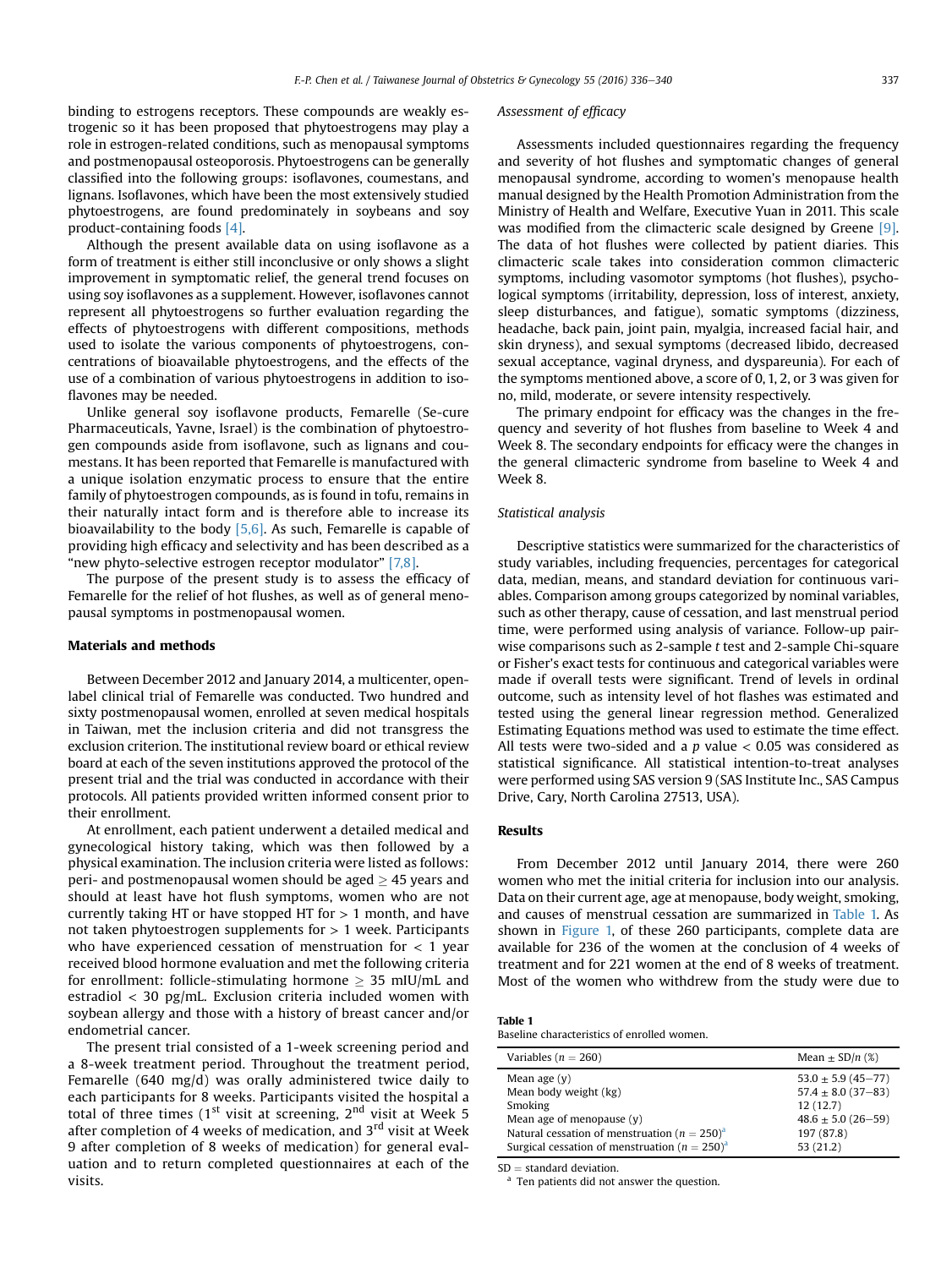binding to estrogens receptors. These compounds are weakly estrogenic so it has been proposed that phytoestrogens may play a role in estrogen-related conditions, such as menopausal symptoms and postmenopausal osteoporosis. Phytoestrogens can be generally classified into the following groups: isoflavones, coumestans, and lignans. Isoflavones, which have been the most extensively studied phytoestrogens, are found predominately in soybeans and soy product-containing foods [4].

Although the present available data on using isoflavone as a form of treatment is either still inconclusive or only shows a slight improvement in symptomatic relief, the general trend focuses on using soy isoflavones as a supplement. However, isoflavones cannot represent all phytoestrogens so further evaluation regarding the effects of phytoestrogens with different compositions, methods used to isolate the various components of phytoestrogens, concentrations of bioavailable phytoestrogens, and the effects of the use of a combination of various phytoestrogens in addition to isoflavones may be needed.

Unlike general soy isoflavone products, Femarelle (Se-cure Pharmaceuticals, Yavne, Israel) is the combination of phytoestrogen compounds aside from isoflavone, such as lignans and coumestans. It has been reported that Femarelle is manufactured with a unique isolation enzymatic process to ensure that the entire family of phytoestrogen compounds, as is found in tofu, remains in their naturally intact form and is therefore able to increase its bioavailability to the body [5,6]. As such, Femarelle is capable of providing high efficacy and selectivity and has been described as a "new phyto-selective estrogen receptor modulator" [7,8].

The purpose of the present study is to assess the efficacy of Femarelle for the relief of hot flushes, as well as of general menopausal symptoms in postmenopausal women.

## Materials and methods

Between December 2012 and January 2014, a multicenter, open-label clinical trial of Femarelle was conducted. Two hundred and sixty postmenopausal women, enrolled at seven medical hospitals in Taiwan, met the inclusion criteria and did not transgress the exclusion criterion. The institutional review board or ethical review board at each of the seven institutions approved the protocol of the present trial and the trial was conducted in accordance with their protocols. All patients provided written informed consent prior to their enrollment.

At enrollment, each patient underwent a detailed medical and gynecological history taking, which was then followed by a physical examination. The inclusion criteria were listed as follows: peri- and postmenopausal women should be aged $\geq 45$ years and should at least have hot flush symptoms, women who are not currently taking HT or have stopped HT for $> 1$ month, and have not taken phytoestrogen supplements for $> 1$ week. Participants who have experienced cessation of menstruation for $< 1$ year received blood hormone evaluation and met the following criteria for enrollment: follicle-stimulating hormone $\geq 35$ mIU/mL and estradiol $< 30$ pg/mL. Exclusion criteria included women with soybean allergy and those with a history of breast cancer and/or endometrial cancer.

The present trial consisted of a 1-week screening period and a 8-week treatment period. Throughout the treatment period, Femarelle (640 mg/d) was orally administered twice daily to each participants for 8 weeks. Participants visited the hospital a total of three times (1st visit at screening, 2nd visit at Week 5 after completion of 4 weeks of medication, and 3rd visit at Week 9 after completion of 8 weeks of medication) for general evaluation and to return completed questionnaires at each of the visits.

### *Assessment of efficacy*

Assessments included questionnaires regarding the frequency and severity of hot flushes and symptomatic changes of general menopausal syndrome, according to women's menopause health manual designed by the Health Promotion Administration from the Ministry of Health and Welfare, Executive Yuan in 2011. This scale was modified from the climacteric scale designed by Greene [9]. The data of hot flushes were collected by patient diaries. This climacteric scale takes into consideration common climacteric symptoms, including vasomotor symptoms (hot flushes), psychological symptoms (irritability, depression, loss of interest, anxiety, sleep disturbances, and fatigue), somatic symptoms (dizziness, headache, back pain, joint pain, myalgia, increased facial hair, and skin dryness), and sexual symptoms (decreased libido, decreased sexual acceptance, vaginal dryness, and dyspareunia). For each of the symptoms mentioned above, a score of 0, 1, 2, or 3 was given for no, mild, moderate, or severe intensity respectively.

The primary endpoint for efficacy was the changes in the frequency and severity of hot flushes from baseline to Week 4 and Week 8. The secondary endpoints for efficacy were the changes in the general climacteric syndrome from baseline to Week 4 and Week 8.

### *Statistical analysis*

Descriptive statistics were summarized for the characteristics of study variables, including frequencies, percentages for categorical data, median, means, and standard deviation for continuous variables. Comparison among groups categorized by nominal variables, such as other therapy, cause of cessation, and last menstrual period time, were performed using analysis of variance. Follow-up pairwise comparisons such as 2-sample *t* test and 2-sample Chi-square or Fisher's exact tests for continuous and categorical variables were made if overall tests were significant. Trend of levels in ordinal outcome, such as intensity level of hot flashes was estimated and tested using the general linear regression method. Generalized Estimating Equations method was used to estimate the time effect. All tests were two-sided and a $p$ value $< 0.05$ was considered as statistical significance. All statistical intention-to-treat analyses were performed using SAS version 9 (SAS Institute Inc., SAS Campus Drive, Cary, North Carolina 27513, USA).

## Results

From December 2012 until January 2014, there were 260 women who met the initial criteria for inclusion into our analysis. Data on their current age, age at menopause, body weight, smoking, and causes of menstrual cessation are summarized in Table 1. As shown in Figure 1, of these 260 participants, complete data are available for 236 of the women at the conclusion of 4 weeks of treatment and for 221 women at the end of 8 weeks of treatment. Most of the women who withdrew from the study were due to

**Table 1**
Baseline characteristics of enrolled women.

| Variables ($n = 260$) | Mean ± SD/$n$ (%) |
|---|---|
| Mean age (y) | 53.0 ± 5.9 (45–77) |
| Mean body weight (kg) | 57.4 ± 8.0 (37–83) |
| Smoking | 12 (12.7) |
| Mean age of menopause (y) | 48.6 ± 5.0 (26–59) |
| Natural cessation of menstruation ($n = 250$)[a] | 197 (87.8) |
| Surgical cessation of menstruation ($n = 250$)[a] | 53 (21.2) |

SD = standard deviation.
[a] Ten patients did not answer the question.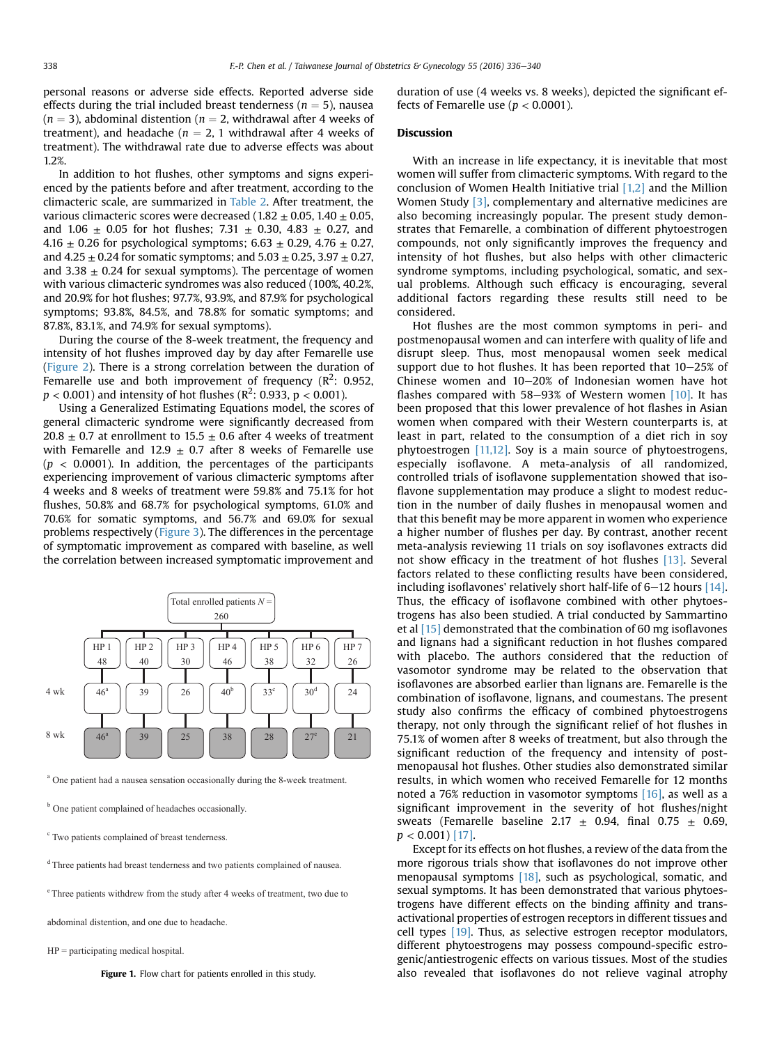personal reasons or adverse side effects. Reported adverse side effects during the trial included breast tenderness ($n = 5$), nausea ($n = 3$), abdominal distention ($n = 2$, withdrawal after 4 weeks of treatment), and headache ($n = 2$, 1 withdrawal after 4 weeks of treatment). The withdrawal rate due to adverse effects was about 1.2%.

In addition to hot flushes, other symptoms and signs experienced by the patients before and after treatment, according to the climacteric scale, are summarized in Table 2. After treatment, the various climacteric scores were decreased (1.82 ± 0.05, 1.40 ± 0.05, and 1.06 ± 0.05 for hot flushes; 7.31 ± 0.30, 4.83 ± 0.27, and 4.16 ± 0.26 for psychological symptoms; 6.63 ± 0.29, 4.76 ± 0.27, and 4.25 ± 0.24 for somatic symptoms; and 5.03 ± 0.25, 3.97 ± 0.27, and 3.38 ± 0.24 for sexual symptoms). The percentage of women with various climacteric syndromes was also reduced (100%, 40.2%, and 20.9% for hot flushes; 97.7%, 93.9%, and 87.9% for psychological symptoms; 93.8%, 84.5%, and 78.8% for somatic symptoms; and 87.8%, 83.1%, and 74.9% for sexual symptoms).

During the course of the 8-week treatment, the frequency and intensity of hot flushes improved day by day after Femarelle use (Figure 2). There is a strong correlation between the duration of Femarelle use and both improvement of frequency ($R^2$: 0.952, $p < 0.001$) and intensity of hot flushes ($R^2$: 0.933, $p < 0.001$).

Using a Generalized Estimating Equations model, the scores of general climacteric syndrome were significantly decreased from 20.8 ± 0.7 at enrollment to 15.5 ± 0.6 after 4 weeks of treatment with Femarelle and 12.9 ± 0.7 after 8 weeks of Femarelle use ($p < 0.0001$). In addition, the percentages of the participants experiencing improvement of various climacteric symptoms after 4 weeks and 8 weeks of treatment were 59.8% and 75.1% for hot flushes, 50.8% and 68.7% for psychological symptoms, 61.0% and 70.6% for somatic symptoms, and 56.7% and 69.0% for sexual problems respectively (Figure 3). The differences in the percentage of symptomatic improvement as compared with baseline, as well the correlation between increased symptomatic improvement and duration of use (4 weeks vs. 8 weeks), depicted the significant effects of Femarelle use ($p < 0.0001$).

Total enrolled patients N = 260

| | HP 1 | HP 2 | HP 3 | HP 4 | HP 5 | HP 6 | HP 7 |
|---|---|---|---|---|---|---|---|
| Enrolled | 48 | 40 | 30 | 46 | 38 | 32 | 26 |
| 4 wk | 46[a] | 39 | 26 | 40[b] | 33[c] | 30[d] | 24 |
| 8 wk | 46[a] | 39 | 25 | 38 | 28 | 27[e] | 21 |

[a] One patient had a nausea sensation occasionally during the 8-week treatment.

[b] One patient complained of headaches occasionally.

[c] Two patients complained of breast tenderness.

[d] Three patients had breast tenderness and two patients complained of nausea.

[e] Three patients withdrew from the study after 4 weeks of treatment, two due to abdominal distention, and one due to headache.

HP = participating medical hospital.

**Figure 1.** Flow chart for patients enrolled in this study.

## Discussion

With an increase in life expectancy, it is inevitable that most women will suffer from climacteric symptoms. With regard to the conclusion of Women Health Initiative trial [1,2] and the Million Women Study [3], complementary and alternative medicines are also becoming increasingly popular. The present study demonstrates that Femarelle, a combination of different phytoestrogen compounds, not only significantly improves the frequency and intensity of hot flushes, but also helps with other climacteric syndrome symptoms, including psychological, somatic, and sexual problems. Although such efficacy is encouraging, several additional factors regarding these results still need to be considered.

Hot flushes are the most common symptoms in peri- and postmenopausal women and can interfere with quality of life and disrupt sleep. Thus, most menopausal women seek medical support due to hot flushes. It has been reported that 10–25% of Chinese women and 10–20% of Indonesian women have hot flashes compared with 58–93% of Western women [10]. It has been proposed that this lower prevalence of hot flashes in Asian women when compared with their Western counterparts is, at least in part, related to the consumption of a diet rich in soy phytoestrogen [11,12]. Soy is a main source of phytoestrogens, especially isoflavone. A meta-analysis of all randomized, controlled trials of isoflavone supplementation showed that isoflavone supplementation may produce a slight to modest reduction in the number of daily flushes in menopausal women and that this benefit may be more apparent in women who experience a higher number of flushes per day. By contrast, another recent meta-analysis reviewing 11 trials on soy isoflavones extracts did not show efficacy in the treatment of hot flushes [13]. Several factors related to these conflicting results have been considered, including isoflavones' relatively short half-life of 6–12 hours [14]. Thus, the efficacy of isoflavone combined with other phytoestrogens has also been studied. A trial conducted by Sammartino et al [15] demonstrated that the combination of 60 mg isoflavones and lignans had a significant reduction in hot flushes compared with placebo. The authors considered that the reduction of vasomotor syndrome may be related to the observation that isoflavones are absorbed earlier than lignans are. Femarelle is the combination of isoflavone, lignans, and coumestans. The present study also confirms the efficacy of combined phytoestrogens therapy, not only through the significant relief of hot flushes in 75.1% of women after 8 weeks of treatment, but also through the significant reduction of the frequency and intensity of postmenopausal hot flushes. Other studies also demonstrated similar results, in which women who received Femarelle for 12 months noted a 76% reduction in vasomotor symptoms [16], as well as a significant improvement in the severity of hot flushes/night sweats (Femarelle baseline 2.17 ± 0.94, final 0.75 ± 0.69, $p < 0.001$) [17].

Except for its effects on hot flushes, a review of the data from the more rigorous trials show that isoflavones do not improve other menopausal symptoms [18], such as psychological, somatic, and sexual symptoms. It has been demonstrated that various phytoestrogens have different effects on the binding affinity and transactivational properties of estrogen receptors in different tissues and cell types [19]. Thus, as selective estrogen receptor modulators, different phytoestrogens may possess compound-specific estrogenic/antiestrogenic effects on various tissues. Most of the studies also revealed that isoflavones do not relieve vaginal atrophy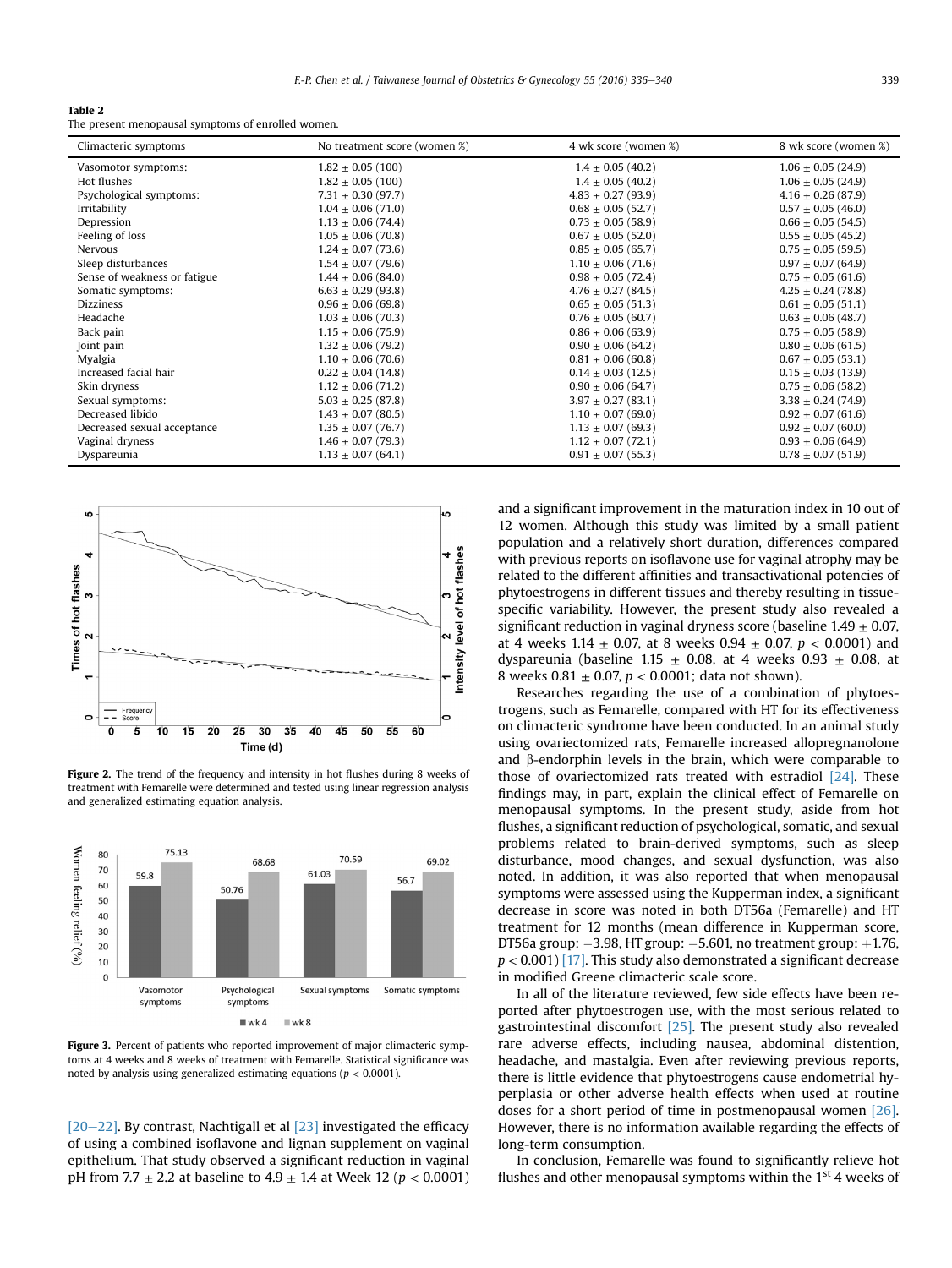**Table 2**
The present menopausal symptoms of enrolled women.

| Climacteric symptoms | No treatment score (women %) | 4 wk score (women %) | 8 wk score (women %) |
|---|---|---|---|
| Vasomotor symptoms: | 1.82 ± 0.05 (100) | 1.4 ± 0.05 (40.2) | 1.06 ± 0.05 (24.9) |
| Hot flushes | 1.82 ± 0.05 (100) | 1.4 ± 0.05 (40.2) | 1.06 ± 0.05 (24.9) |
| Psychological symptoms: | 7.31 ± 0.30 (97.7) | 4.83 ± 0.26 (93.9) | 4.16 ± 0.26 (87.9) |
| Irritability | 1.04 ± 0.06 (71.0) | 0.68 ± 0.05 (52.7) | 0.57 ± 0.05 (46.0) |
| Depression | 1.13 ± 0.06 (74.4) | 0.73 ± 0.05 (58.9) | 0.66 ± 0.05 (54.5) |
| Feeling of loss | 1.05 ± 0.06 (70.8) | 0.67 ± 0.05 (52.0) | 0.55 ± 0.05 (45.2) |
| Nervous | 1.24 ± 0.07 (73.6) | 0.85 ± 0.05 (65.7) | 0.75 ± 0.05 (59.5) |
| Sleep disturbances | 1.54 ± 0.07 (79.6) | 1.10 ± 0.06 (71.6) | 0.97 ± 0.07 (64.9) |
| Sense of weakness or fatigue | 1.44 ± 0.06 (84.0) | 0.98 ± 0.05 (72.4) | 0.75 ± 0.05 (61.6) |
| Somatic symptoms: | 6.63 ± 0.29 (93.8) | 4.76 ± 0.27 (84.5) | 4.25 ± 0.24 (78.8) |
| Dizziness | 0.96 ± 0.06 (69.8) | 0.65 ± 0.05 (51.3) | 0.61 ± 0.05 (51.1) |
| Headache | 1.03 ± 0.06 (70.3) | 0.76 ± 0.05 (60.7) | 0.63 ± 0.06 (48.7) |
| Back pain | 1.15 ± 0.06 (75.9) | 0.86 ± 0.06 (63.9) | 0.75 ± 0.05 (58.9) |
| Joint pain | 1.32 ± 0.06 (79.2) | 0.90 ± 0.06 (64.2) | 0.80 ± 0.06 (61.5) |
| Myalgia | 1.10 ± 0.06 (70.6) | 0.81 ± 0.06 (60.8) | 0.67 ± 0.05 (53.1) |
| Increased facial hair | 0.22 ± 0.04 (14.8) | 0.14 ± 0.03 (12.5) | 0.15 ± 0.03 (13.9) |
| Skin dryness | 1.12 ± 0.06 (71.2) | 0.90 ± 0.06 (64.7) | 0.75 ± 0.06 (58.2) |
| Sexual symptoms: | 5.03 ± 0.25 (87.8) | 3.97 ± 0.27 (83.1) | 3.38 ± 0.24 (74.9) |
| Decreased libido | 1.43 ± 0.07 (80.5) | 1.10 ± 0.07 (69.0) | 0.92 ± 0.07 (61.6) |
| Decreased sexual acceptance | 1.35 ± 0.07 (76.7) | 1.13 ± 0.07 (69.3) | 0.92 ± 0.07 (60.0) |
| Vaginal dryness | 1.46 ± 0.07 (79.3) | 1.12 ± 0.07 (72.1) | 0.93 ± 0.06 (64.9) |
| Dyspareunia | 1.13 ± 0.07 (64.1) | 0.91 ± 0.07 (55.3) | 0.78 ± 0.07 (51.9) |

**Figure 2.** The trend of the frequency and intensity in hot flushes during 8 weeks of treatment with Femarelle were determined and tested using linear regression analysis and generalized estimating equation analysis.

**Figure 3.** Percent of patients who reported improvement of major climacteric symptoms at 4 weeks and 8 weeks of treatment with Femarelle. Statistical significance was noted by analysis using generalized estimating equations ($p < 0.0001$).

[20–22]. By contrast, Nachtigall et al [23] investigated the efficacy of using a combined isoflavone and lignan supplement on vaginal epithelium. That study observed a significant reduction in vaginal pH from 7.7 ± 2.2 at baseline to 4.9 ± 1.4 at Week 12 ($p < 0.0001$) and a significant improvement in the maturation index in 10 out of 12 women. Although this study was limited by a small patient population and a relatively short duration, differences compared with previous reports on isoflavone use for vaginal atrophy may be related to the different affinities and transactivational potencies of phytoestrogens in different tissues and thereby resulting in tissue-specific variability. However, the present study also revealed a significant reduction in vaginal dryness score (baseline 1.49 ± 0.07, at 4 weeks 1.14 ± 0.07, at 8 weeks 0.94 ± 0.07, $p < 0.0001$) and dyspareunia (baseline 1.15 ± 0.08, at 4 weeks 0.93 ± 0.08, at 8 weeks 0.81 ± 0.07, $p < 0.0001$; data not shown).

Researches regarding the use of a combination of phytoestrogens, such as Femarelle, compared with HT for its effectiveness on climacteric syndrome have been conducted. In an animal study using ovariectomized rats, Femarelle increased allopregnanolone and β-endorphin levels in the brain, which were comparable to those of ovariectomized rats treated with estradiol [24]. These findings may, in part, explain the clinical effect of Femarelle on menopausal symptoms. In the present study, aside from hot flushes, a significant reduction of psychological, somatic, and sexual problems related to brain-derived symptoms, such as sleep disturbance, mood changes, and sexual dysfunction, was also noted. In addition, it was also reported that when menopausal symptoms were assessed using the Kupperman index, a significant decrease in score was noted in both DT56a (Femarelle) and HT treatment for 12 months (mean difference in Kupperman score, DT56a group: −3.98, HT group: −5.601, no treatment group: +1.76, $p < 0.001$) [17]. This study also demonstrated a significant decrease in modified Greene climacteric scale score.

In all of the literature reviewed, few side effects have been reported after phytoestrogen use, with the most serious related to gastrointestinal discomfort [25]. The present study also revealed rare adverse effects, including nausea, abdominal distention, headache, and mastalgia. Even after reviewing previous reports, there is little evidence that phytoestrogens cause endometrial hyperplasia or other adverse health effects when used at routine doses for a short period of time in postmenopausal women [26]. However, there is no information available regarding the effects of long-term consumption.

In conclusion, Femarelle was found to significantly relieve hot flushes and other menopausal symptoms within the 1st 4 weeks of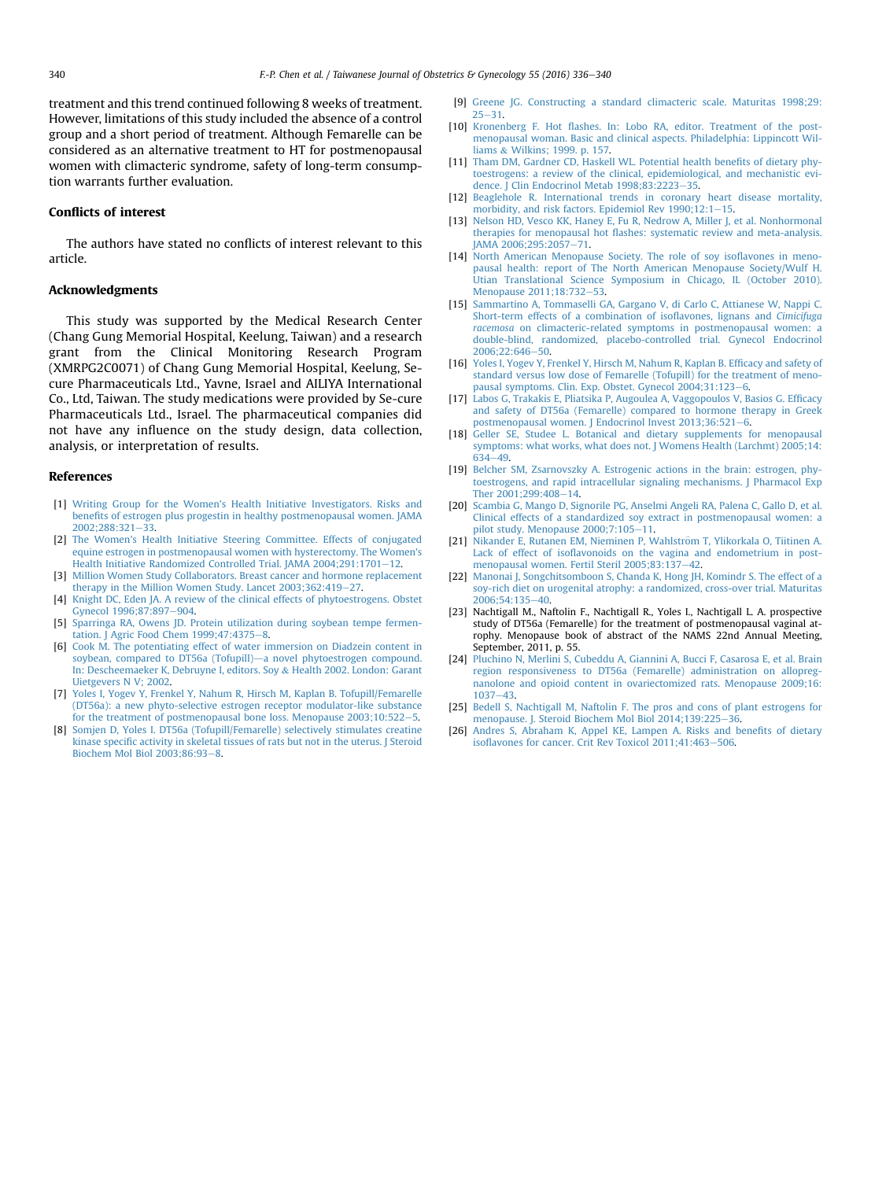treatment and this trend continued following 8 weeks of treatment. However, limitations of this study included the absence of a control group and a short period of treatment. Although Femarelle can be considered as an alternative treatment to HT for postmenopausal women with climacteric syndrome, safety of long-term consumption warrants further evaluation.

## Conflicts of interest

The authors have stated no conflicts of interest relevant to this article.

## Acknowledgments

This study was supported by the Medical Research Center (Chang Gung Memorial Hospital, Keelung, Taiwan) and a research grant from the Clinical Monitoring Research Program (XMRPG2C0071) of Chang Gung Memorial Hospital, Keelung, Secure Pharmaceuticals Ltd., Yavne, Israel and AILIYA International Co., Ltd, Taiwan. The study medications were provided by Se-cure Pharmaceuticals Ltd., Israel. The pharmaceutical companies did not have any influence on the study design, data collection, analysis, or interpretation of results.

## References

[1] Writing Group for the Women's Health Initiative Investigators. Risks and benefits of estrogen plus progestin in healthy postmenopausal women. JAMA 2002;288:321–33.

[2] The Women's Health Initiative Steering Committee. Effects of conjugated equine estrogen in postmenopausal women with hysterectomy. The Women's Health Initiative Randomized Controlled Trial. JAMA 2004;291:1701–12.

[3] Million Women Study Collaborators. Breast cancer and hormone replacement therapy in the Million Women Study. Lancet 2003;362:419–27.

[4] Knight DC, Eden JA. A review of the clinical effects of phytoestrogens. Obstet Gynecol 1996;87:897–904.

[5] Sparringa RA, Owens JD. Protein utilization during soybean tempe fermentation. J Agric Food Chem 1999;47:4375–8.

[6] Cook M. The potentiating effect of water immersion on Diadzein content in soybean, compared to DT56a (Tofupill)—a novel phytoestrogen compound. In: Descheemaeker K, Debruyne I, editors. Soy & Health 2002. London: Garant Uietgevers N V; 2002.

[7] Yoles I, Yogev Y, Frenkel Y, Nahum R, Hirsch M, Kaplan B. Tofupill/Femarelle (DT56a): a new phyto-selective estrogen receptor modulator-like substance for the treatment of postmenopausal bone loss. Menopause 2003;10:522–5.

[8] Somjen D, Yoles I. DT56a (Tofupill/Femarelle) selectively stimulates creatine kinase specific activity in skeletal tissues of rats but not in the uterus. J Steroid Biochem Mol Biol 2003;86:93–8.

[9] Greene JG. Constructing a standard climacteric scale. Maturitas 1998;29: 25–31.

[10] Kronenberg F. Hot flashes. In: Lobo RA, editor. Treatment of the post-menopausal woman. Basic and clinical aspects. Philadelphia: Lippincott Williams & Wilkins; 1999. p. 157.

[11] Tham DM, Gardner CD, Haskell WL. Potential health benefits of dietary phytoestrogens: a review of the clinical, epidemiological, and mechanistic evidence. J Clin Endocrinol Metab 1998;83:2223–35.

[12] Beaglehole R. International trends in coronary heart disease mortality, morbidity, and risk factors. Epidemiol Rev 1990;12:1–15.

[13] Nelson HD, Vesco KK, Haney E, Fu R, Nedrow A, Miller J, et al. Nonhormonal therapies for menopausal hot flashes: systematic review and meta-analysis. JAMA 2006;295:2057–71.

[14] North American Menopause Society. The role of soy isoflavones in menopausal health: report of The North American Menopause Society/Wulf H. Utian Translational Science Symposium in Chicago, IL (October 2010). Menopause 2011;18:732–53.

[15] Sammartino A, Tommaselli GA, Gargano V, di Carlo C, Attianese W, Nappi C. Short-term effects of a combination of isoflavones, lignans and *Cimicifuga racemosa* on climacteric-related symptoms in postmenopausal women: a double-blind, randomized, placebo-controlled trial. Gynecol Endocrinol 2006;22:646–50.

[16] Yoles I, Yogev Y, Frenkel Y, Hirsch M, Nahum R, Kaplan B. Efficacy and safety of standard versus low dose of Femarelle (Tofupill) for the treatment of menopausal symptoms. Clin. Exp. Obstet. Gynecol 2004;31:123–6.

[17] Labos G, Trakakis E, Pliatsika P, Augoulea A, Vaggopoulos V, Basios G. Efficacy and safety of DT56a (Femarelle) compared to hormone therapy in Greek postmenopausal women. J Endocrinol Invest 2013;36:521–6.

[18] Geller SE, Studee L. Botanical and dietary supplements for menopausal symptoms: what works, what does not. J Womens Health (Larchmt) 2005;14: 634–49.

[19] Belcher SM, Zsarnovszky A. Estrogenic actions in the brain: estrogen, phytoestrogens, and rapid intracellular signaling mechanisms. J Pharmacol Exp Ther 2001;299:408–14.

[20] Scambia G, Mango D, Signorile PG, Anselmi Angeli RA, Palena C, Gallo D, et al. Clinical effects of a standardized soy extract in postmenopausal women: a pilot study. Menopause 2000;7:105–11.

[21] Nikander E, Rutanen EM, Nieminen P, Wahlström T, Ylikorkala O, Tiitinen A. Lack of effect of isoflavonoids on the vagina and endometrium in postmenopausal women. Fertil Steril 2005;83:137–42.

[22] Manonai J, Songchitsomboon S, Chanda K, Hong JH, Komindr S. The effect of a soy-rich diet on urogenital atrophy: a randomized, cross-over trial. Maturitas 2006;54:135–40.

[23] Nachtigall M., Naftolin F., Nachtigall R., Yoles I., Nachtigall L. A. prospective study of DT56a (Femarelle) for the treatment of postmenopausal vaginal atrophy. Menopause book of abstract of the NAMS 22nd Annual Meeting, September, 2011, p. 55.

[24] Pluchino N, Merlini S, Cubeddu A, Giannini A, Bucci F, Casarosa E, et al. Brain region responsiveness to DT56a (Femarelle) administration on allopregnanolone and opioid content in ovariectomized rats. Menopause 2009;16: 1037–43.

[25] Bedell S, Nachtigall M, Naftolin F. The pros and cons of plant estrogens for menopause. J. Steroid Biochem Mol Biol 2014;139:225–36.

[26] Andres S, Abraham K, Appel KE, Lampen A. Risks and benefits of dietary isoflavones for cancer. Crit Rev Toxicol 2011;41:463–506.